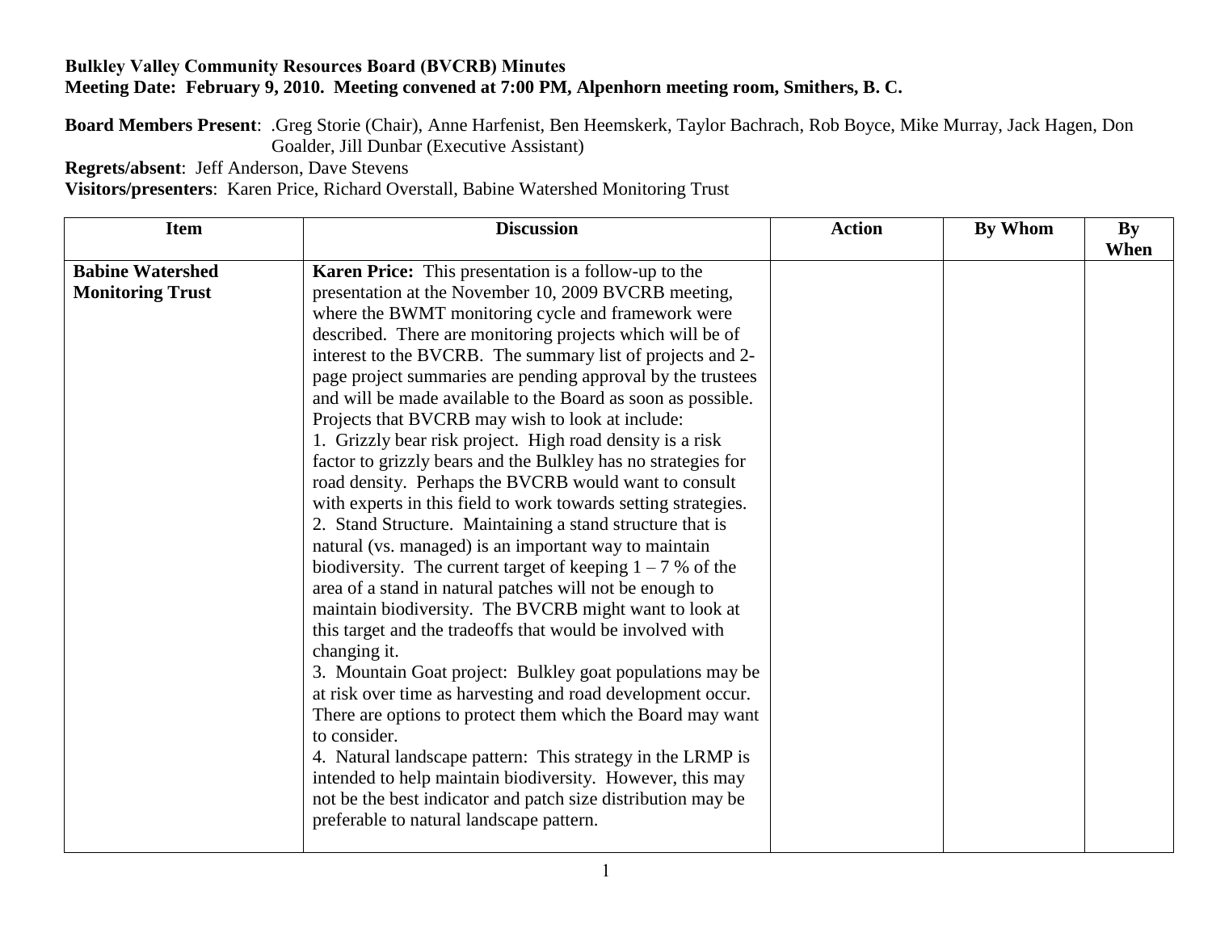**Bulkley Valley Community Resources Board (BVCRB) Minutes**
**Meeting Date: February 9, 2010. Meeting convened at 7:00 PM, Alpenhorn meeting room, Smithers, B. C.**

**Board Members Present**: .Greg Storie (Chair), Anne Harfenist, Ben Heemskerk, Taylor Bachrach, Rob Boyce, Mike Murray, Jack Hagen, Don Goalder, Jill Dunbar (Executive Assistant)
**Regrets/absent**: Jeff Anderson, Dave Stevens
**Visitors/presenters**: Karen Price, Richard Overstall, Babine Watershed Monitoring Trust

| Item | Discussion | Action | By Whom | By When |
|---|---|---|---|---|
| **Babine Watershed Monitoring Trust** | **Karen Price:** This presentation is a follow-up to the presentation at the November 10, 2009 BVCRB meeting, where the BWMT monitoring cycle and framework were described. There are monitoring projects which will be of interest to the BVCRB. The summary list of projects and 2-page project summaries are pending approval by the trustees and will be made available to the Board as soon as possible. Projects that BVCRB may wish to look at include:<br>1. Grizzly bear risk project. High road density is a risk factor to grizzly bears and the Bulkley has no strategies for road density. Perhaps the BVCRB would want to consult with experts in this field to work towards setting strategies.<br>2. Stand Structure. Maintaining a stand structure that is natural (vs. managed) is an important way to maintain biodiversity. The current target of keeping 1 – 7 % of the area of a stand in natural patches will not be enough to maintain biodiversity. The BVCRB might want to look at this target and the tradeoffs that would be involved with changing it.<br>3. Mountain Goat project: Bulkley goat populations may be at risk over time as harvesting and road development occur. There are options to protect them which the Board may want to consider.<br>4. Natural landscape pattern: This strategy in the LRMP is intended to help maintain biodiversity. However, this may not be the best indicator and patch size distribution may be preferable to natural landscape pattern. | | | |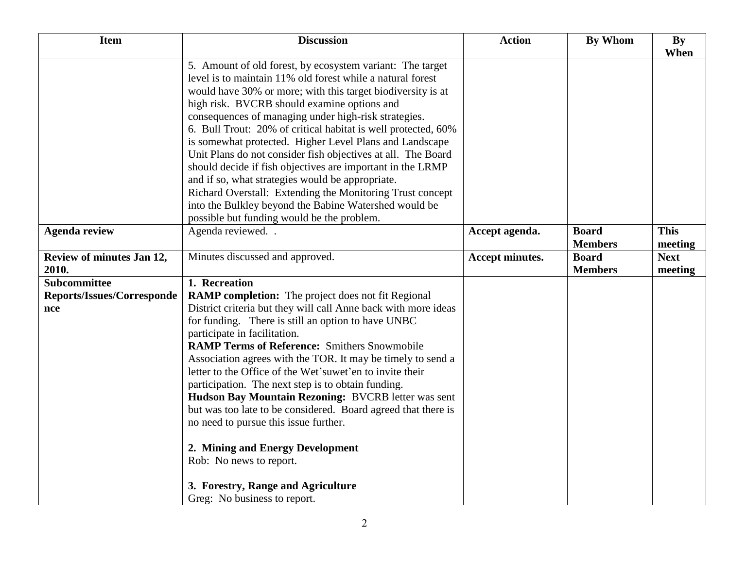| Item | Discussion | Action | By Whom | By When |
|---|---|---|---|---|
| | 5. Amount of old forest, by ecosystem variant: The target level is to maintain 11% old forest while a natural forest would have 30% or more; with this target biodiversity is at high risk. BVCRB should examine options and consequences of managing under high-risk strategies.<br>6. Bull Trout: 20% of critical habitat is well protected, 60% is somewhat protected. Higher Level Plans and Landscape Unit Plans do not consider fish objectives at all. The Board should decide if fish objectives are important in the LRMP and if so, what strategies would be appropriate.<br>Richard Overstall: Extending the Monitoring Trust concept into the Bulkley beyond the Babine Watershed would be possible but funding would be the problem. | | | |
| **Agenda review** | Agenda reviewed. . | **Accept agenda.** | **Board Members** | **This meeting** |
| **Review of minutes Jan 12, 2010.** | Minutes discussed and approved. | **Accept minutes.** | **Board Members** | **Next meeting** |
| **Subcommittee Reports/Issues/Correspondence** | **1. Recreation**<br>**RAMP completion:** The project does not fit Regional District criteria but they will call Anne back with more ideas for funding. There is still an option to have UNBC participate in facilitation.<br>**RAMP Terms of Reference:** Smithers Snowmobile Association agrees with the TOR. It may be timely to send a letter to the Office of the Wet'suwet'en to invite their participation. The next step is to obtain funding.<br>**Hudson Bay Mountain Rezoning:** BVCRB letter was sent but was too late to be considered. Board agreed that there is no need to pursue this issue further.<br><br>**2. Mining and Energy Development**<br>Rob: No news to report.<br><br>**3. Forestry, Range and Agriculture**<br>Greg: No business to report. | | | |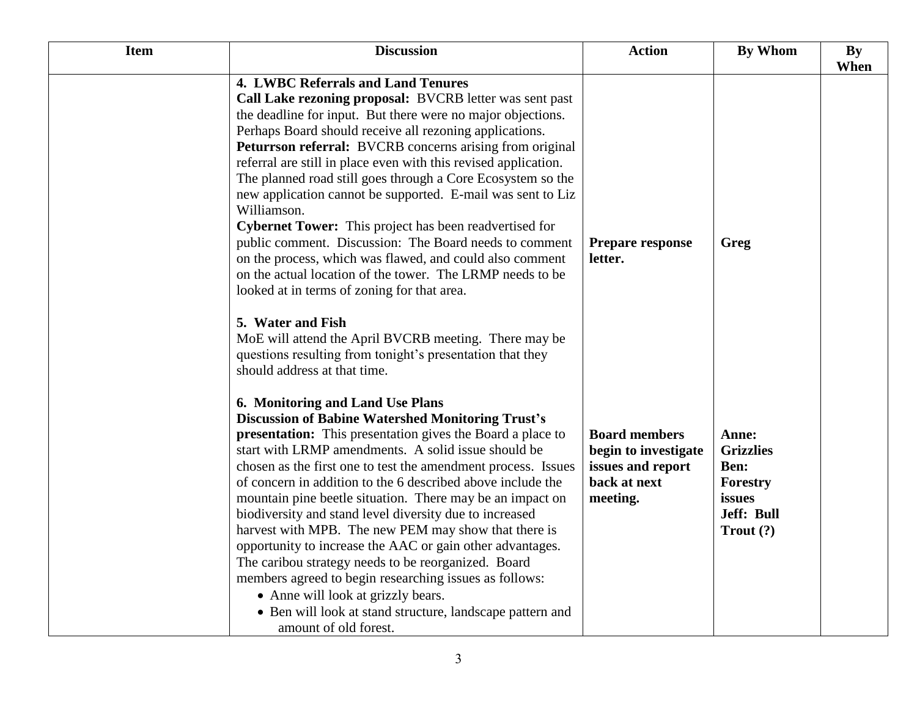| Item | Discussion | Action | By Whom | By When |
|---|---|---|---|---|
| | **4. LWBC Referrals and Land Tenures**<br>**Call Lake rezoning proposal:** BVCRB letter was sent past the deadline for input. But there were no major objections. Perhaps Board should receive all rezoning applications.<br>**Peturrson referral:** BVCRB concerns arising from original referral are still in place even with this revised application. The planned road still goes through a Core Ecosystem so the new application cannot be supported. E-mail was sent to Liz Williamson.<br>**Cybernet Tower:** This project has been readvertised for public comment. Discussion: The Board needs to comment on the process, which was flawed, and could also comment on the actual location of the tower. The LRMP needs to be looked at in terms of zoning for that area. | **Prepare response letter.** | **Greg** | |
| | **5. Water and Fish**<br>MoE will attend the April BVCRB meeting. There may be questions resulting from tonight's presentation that they should address at that time. | | | |
| | **6. Monitoring and Land Use Plans**<br>**Discussion of Babine Watershed Monitoring Trust's presentation:** This presentation gives the Board a place to start with LRMP amendments. A solid issue should be chosen as the first one to test the amendment process. Issues of concern in addition to the 6 described above include the mountain pine beetle situation. There may be an impact on biodiversity and stand level diversity due to increased harvest with MPB. The new PEM may show that there is opportunity to increase the AAC or gain other advantages. The caribou strategy needs to be reorganized. Board members agreed to begin researching issues as follows:<br>• Anne will look at grizzly bears.<br>• Ben will look at stand structure, landscape pattern and amount of old forest. | **Board members begin to investigate issues and report back at next meeting.** | **Anne: Grizzlies**<br>**Ben: Forestry issues**<br>**Jeff: Bull Trout (?)** | |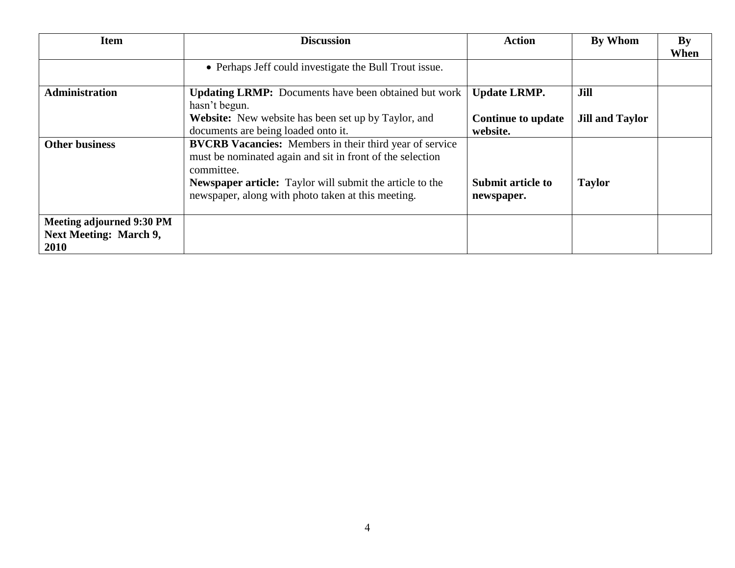| Item | Discussion | Action | By Whom | By When |
|---|---|---|---|---|
| | • Perhaps Jeff could investigate the Bull Trout issue. | | | |
| **Administration** | **Updating LRMP:** Documents have been obtained but work hasn't begun.<br>**Website:** New website has been set up by Taylor, and documents are being loaded onto it. | **Update LRMP.**<br>**Continue to update website.** | **Jill**<br>**Jill and Taylor** | |
| **Other business** | **BVCRB Vacancies:** Members in their third year of service must be nominated again and sit in front of the selection committee.<br>**Newspaper article:** Taylor will submit the article to the newspaper, along with photo taken at this meeting. | **Submit article to newspaper.** | **Taylor** | |
| **Meeting adjourned 9:30 PM**<br>**Next Meeting: March 9, 2010** | | | | |